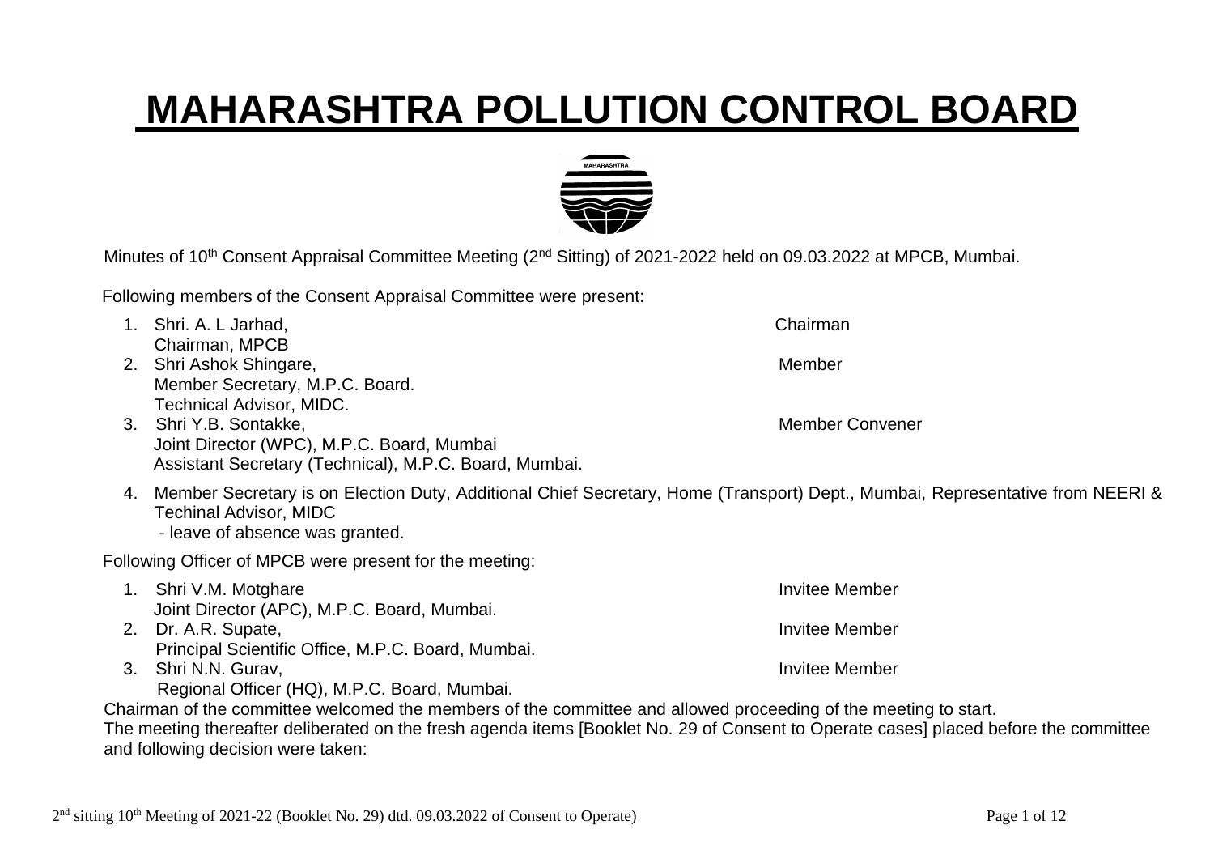# MAHARASHTRA POLLUTION CONTROL BOARD

Minutes of 10th Consent Appraisal Committee Meeting (2nd Sitting) of 2021-2022 held on 09.03.2022 at MPCB, Mumbai.

Following members of the Consent Appraisal Committee were present:

1. Shri. A. L Jarhad, — Chairman
   Chairman, MPCB
2. Shri Ashok Shingare, — Member
   Member Secretary, M.P.C. Board.
   Technical Advisor, MIDC.
3. Shri Y.B. Sontakke, — Member Convener
   Joint Director (WPC), M.P.C. Board, Mumbai
   Assistant Secretary (Technical), M.P.C. Board, Mumbai.
4. Member Secretary is on Election Duty, Additional Chief Secretary, Home (Transport) Dept., Mumbai, Representative from NEERI & Techinal Advisor, MIDC
   - leave of absence was granted.

Following Officer of MPCB were present for the meeting:

1. Shri V.M. Motghare — Invitee Member
   Joint Director (APC), M.P.C. Board, Mumbai.
2. Dr. A.R. Supate, — Invitee Member
   Principal Scientific Office, M.P.C. Board, Mumbai.
3. Shri N.N. Gurav, — Invitee Member
   Regional Officer (HQ), M.P.C. Board, Mumbai.

Chairman of the committee welcomed the members of the committee and allowed proceeding of the meeting to start.

The meeting thereafter deliberated on the fresh agenda items [Booklet No. 29 of Consent to Operate cases] placed before the committee and following decision were taken: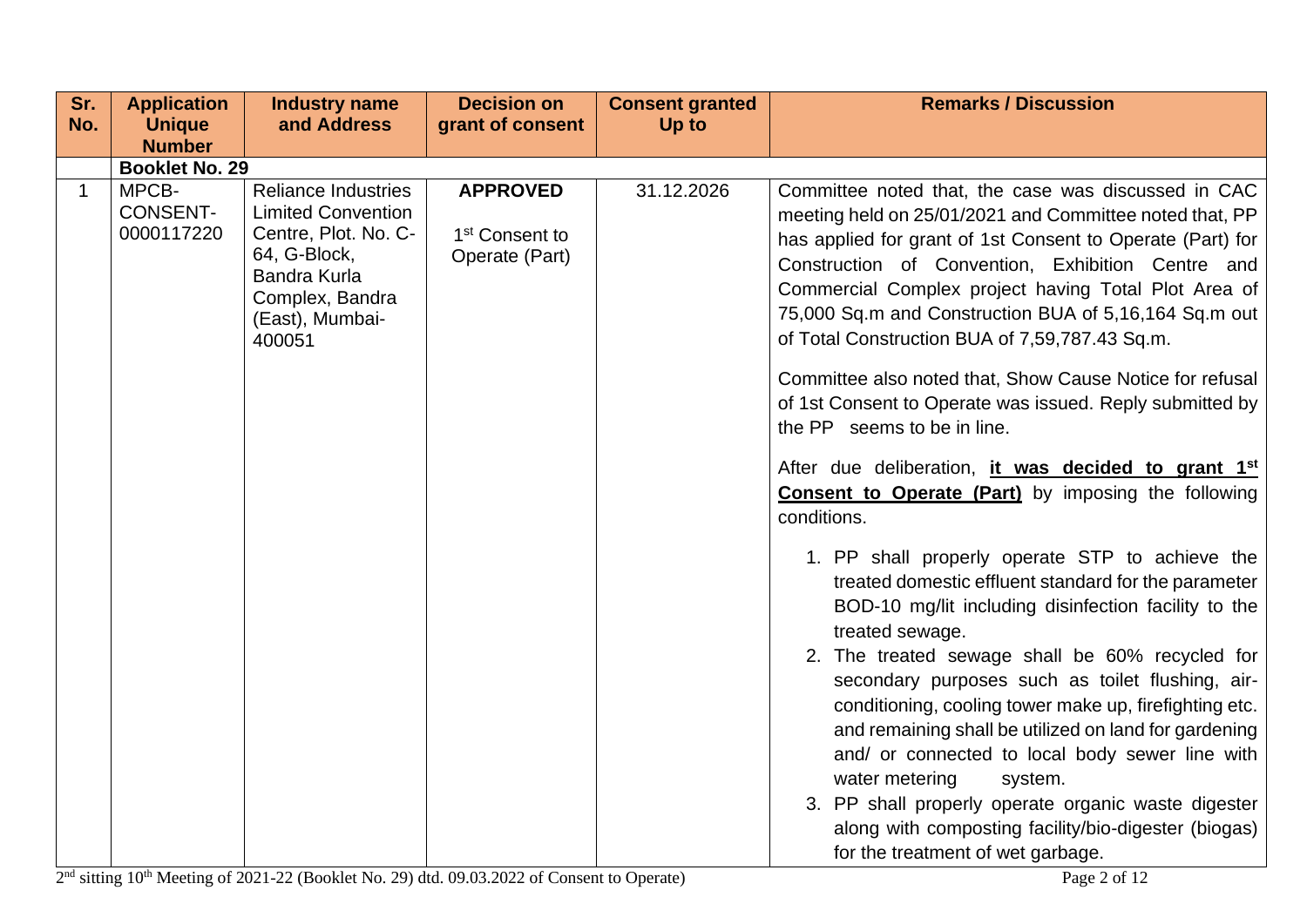| Sr. No. | Application Unique Number | Industry name and Address | Decision on grant of consent | Consent granted Up to | Remarks / Discussion |
|---|---|---|---|---|---|
| | **Booklet No. 29** | | | | |
| 1 | MPCB-CONSENT-0000117220 | Reliance Industries Limited Convention Centre, Plot. No. C-64, G-Block, Bandra Kurla Complex, Bandra (East), Mumbai-400051 | **APPROVED** 1st Consent to Operate (Part) | 31.12.2026 | Committee noted that, the case was discussed in CAC meeting held on 25/01/2021 and Committee noted that, PP has applied for grant of 1st Consent to Operate (Part) for Construction of Convention, Exhibition Centre and Commercial Complex project having Total Plot Area of 75,000 Sq.m and Construction BUA of 5,16,164 Sq.m out of Total Construction BUA of 7,59,787.43 Sq.m.<br><br>Committee also noted that, Show Cause Notice for refusal of 1st Consent to Operate was issued. Reply submitted by the PP seems to be in line.<br><br>After due deliberation, **it was decided to grant 1st Consent to Operate (Part)** by imposing the following conditions.<br><br>1. PP shall properly operate STP to achieve the treated domestic effluent standard for the parameter BOD-10 mg/lit including disinfection facility to the treated sewage.<br>2. The treated sewage shall be 60% recycled for secondary purposes such as toilet flushing, air-conditioning, cooling tower make up, firefighting etc. and remaining shall be utilized on land for gardening and/ or connected to local body sewer line with water metering system.<br>3. PP shall properly operate organic waste digester along with composting facility/bio-digester (biogas) for the treatment of wet garbage. |

2nd sitting 10th Meeting of 2021-22 (Booklet No. 29) dtd. 09.03.2022 of Consent to Operate)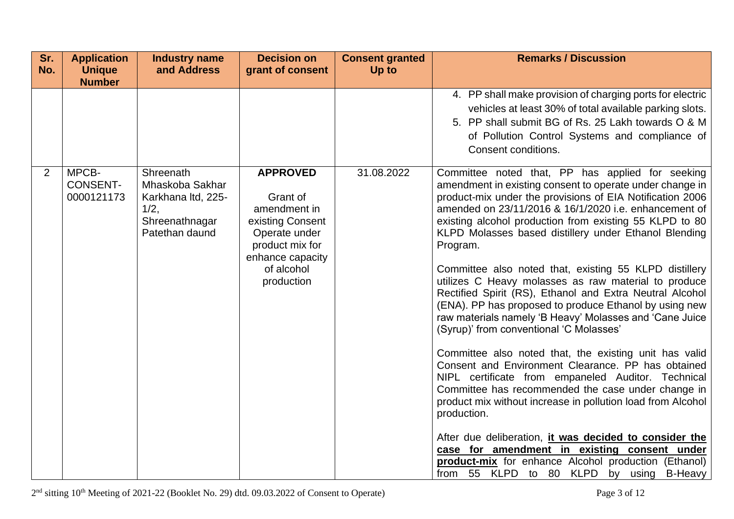| Sr. No. | Application Unique Number | Industry name and Address | Decision on grant of consent | Consent granted Up to | Remarks / Discussion |
|---|---|---|---|---|---|
| | | | | | 4. PP shall make provision of charging ports for electric vehicles at least 30% of total available parking slots.<br>5. PP shall submit BG of Rs. 25 Lakh towards O & M of Pollution Control Systems and compliance of Consent conditions. |
| 2 | MPCB-CONSENT-0000121173 | Shreenath Mhaskoba Sakhar Karkhana ltd, 225-1/2, Shreenathnagar Patethan daund | **APPROVED**<br><br>Grant of amendment in existing Consent Operate under product mix for enhance capacity of alcohol production | 31.08.2022 | Committee noted that, PP has applied for seeking amendment in existing consent to operate under change in product-mix under the provisions of EIA Notification 2006 amended on 23/11/2016 & 16/1/2020 i.e. enhancement of existing alcohol production from existing 55 KLPD to 80 KLPD Molasses based distillery under Ethanol Blending Program.<br><br>Committee also noted that, existing 55 KLPD distillery utilizes C Heavy molasses as raw material to produce Rectified Spirit (RS), Ethanol and Extra Neutral Alcohol (ENA). PP has proposed to produce Ethanol by using new raw materials namely 'B Heavy' Molasses and 'Cane Juice (Syrup)' from conventional 'C Molasses'<br><br>Committee also noted that, the existing unit has valid Consent and Environment Clearance. PP has obtained NIPL certificate from empaneled Auditor. Technical Committee has recommended the case under change in product mix without increase in pollution load from Alcohol production.<br><br>After due deliberation, **it was decided to consider the case for amendment in existing consent under product-mix** for enhance Alcohol production (Ethanol) from 55 KLPD to 80 KLPD by using B-Heavy |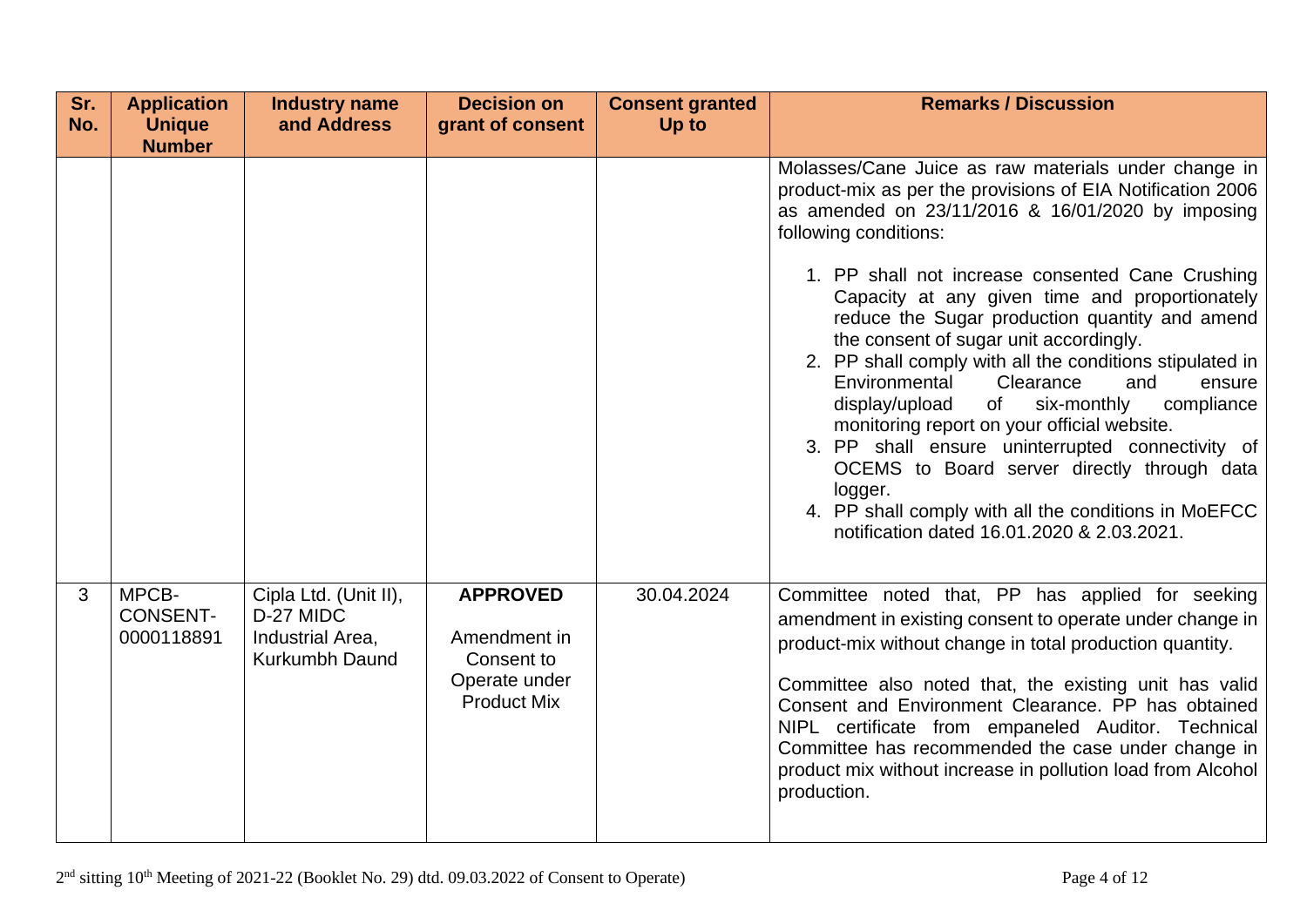| Sr. No. | Application Unique Number | Industry name and Address | Decision on grant of consent | Consent granted Up to | Remarks / Discussion |
|---|---|---|---|---|---|
| | | | | | Molasses/Cane Juice as raw materials under change in product-mix as per the provisions of EIA Notification 2006 as amended on 23/11/2016 & 16/01/2020 by imposing following conditions:<br><br>1. PP shall not increase consented Cane Crushing Capacity at any given time and proportionately reduce the Sugar production quantity and amend the consent of sugar unit accordingly.<br>2. PP shall comply with all the conditions stipulated in Environmental Clearance and ensure display/upload of six-monthly compliance monitoring report on your official website.<br>3. PP shall ensure uninterrupted connectivity of OCEMS to Board server directly through data logger.<br>4. PP shall comply with all the conditions in MoEFCC notification dated 16.01.2020 & 2.03.2021. |
| 3 | MPCB-CONSENT-0000118891 | Cipla Ltd. (Unit II), D-27 MIDC Industrial Area, Kurkumbh Daund | **APPROVED**<br><br>Amendment in Consent to Operate under Product Mix | 30.04.2024 | Committee noted that, PP has applied for seeking amendment in existing consent to operate under change in product-mix without change in total production quantity.<br><br>Committee also noted that, the existing unit has valid Consent and Environment Clearance. PP has obtained NIPL certificate from empaneled Auditor. Technical Committee has recommended the case under change in product mix without increase in pollution load from Alcohol production. |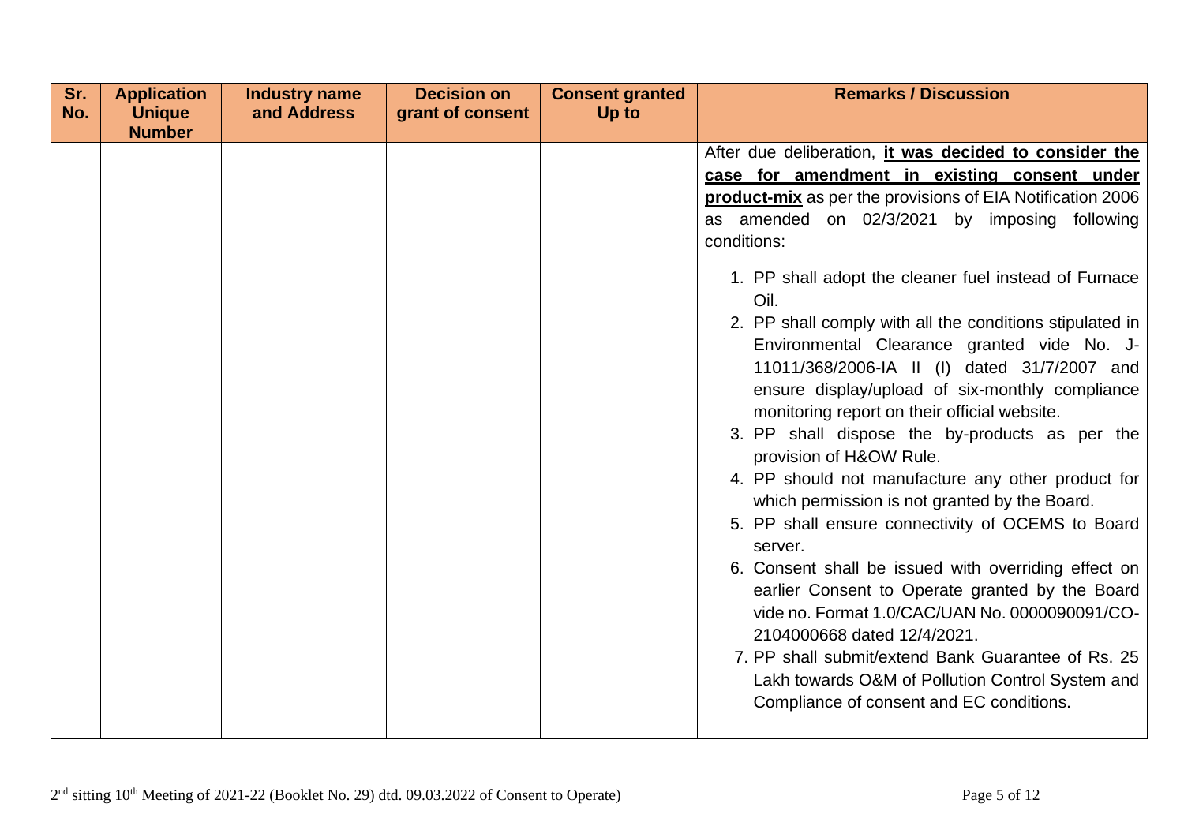| Sr. No. | Application Unique Number | Industry name and Address | Decision on grant of consent | Consent granted Up to | Remarks / Discussion |
|---|---|---|---|---|---|
| | | | | | After due deliberation, **it was decided to consider the case for amendment in existing consent under product-mix** as per the provisions of EIA Notification 2006 as amended on 02/3/2021 by imposing following conditions:<br><br>1. PP shall adopt the cleaner fuel instead of Furnace Oil.<br>2. PP shall comply with all the conditions stipulated in Environmental Clearance granted vide No. J-11011/368/2006-IA II (I) dated 31/7/2007 and ensure display/upload of six-monthly compliance monitoring report on their official website.<br>3. PP shall dispose the by-products as per the provision of H&OW Rule.<br>4. PP should not manufacture any other product for which permission is not granted by the Board.<br>5. PP shall ensure connectivity of OCEMS to Board server.<br>6. Consent shall be issued with overriding effect on earlier Consent to Operate granted by the Board vide no. Format 1.0/CAC/UAN No. 0000090091/CO-2104000668 dated 12/4/2021.<br>7. PP shall submit/extend Bank Guarantee of Rs. 25 Lakh towards O&M of Pollution Control System and Compliance of consent and EC conditions. |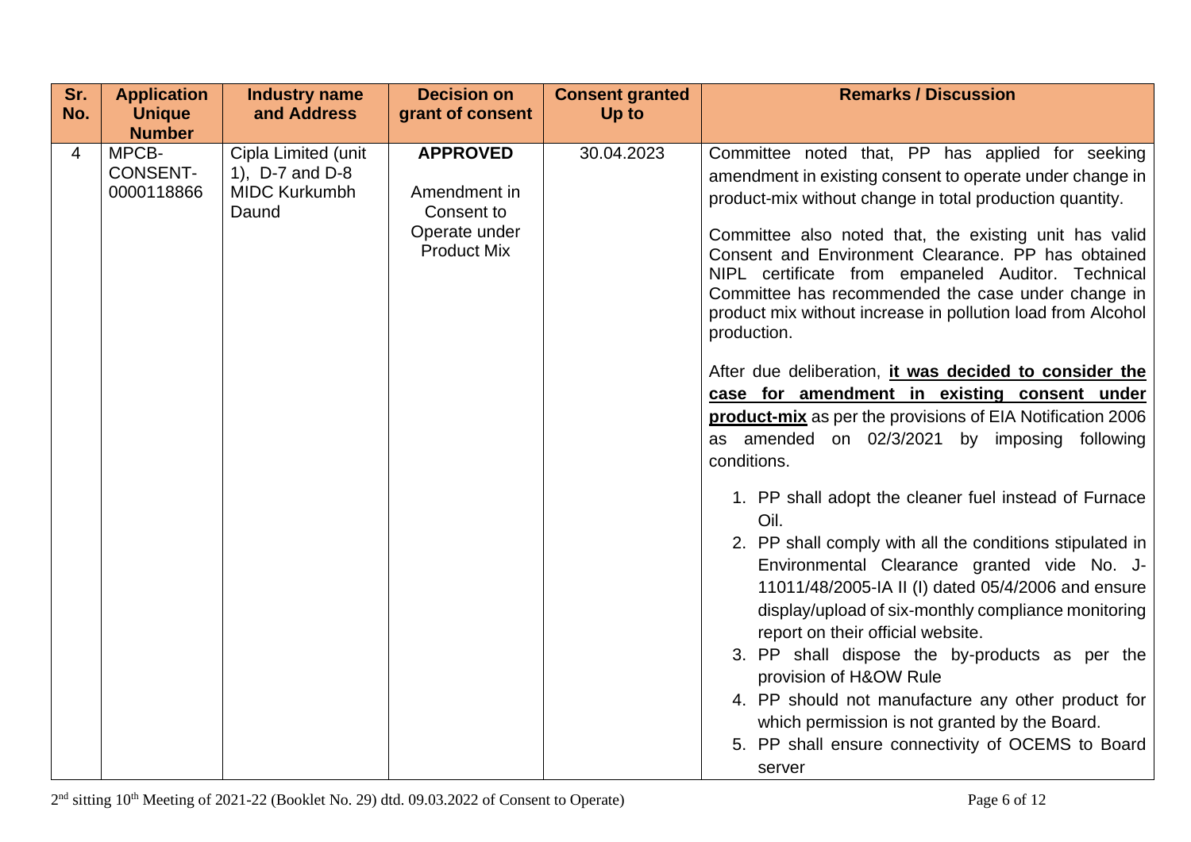| Sr. No. | Application Unique Number | Industry name and Address | Decision on grant of consent | Consent granted Up to | Remarks / Discussion |
|---|---|---|---|---|---|
| 4 | MPCB-CONSENT-0000118866 | Cipla Limited (unit 1), D-7 and D-8 MIDC Kurkumbh Daund | **APPROVED**<br><br>Amendment in Consent to Operate under Product Mix | 30.04.2023 | Committee noted that, PP has applied for seeking amendment in existing consent to operate under change in product-mix without change in total production quantity.<br><br>Committee also noted that, the existing unit has valid Consent and Environment Clearance. PP has obtained NIPL certificate from empaneled Auditor. Technical Committee has recommended the case under change in product mix without increase in pollution load from Alcohol production.<br><br>After due deliberation, **it was decided to consider the case for amendment in existing consent under product-mix** as per the provisions of EIA Notification 2006 as amended on 02/3/2021 by imposing following conditions.<br><br>1. PP shall adopt the cleaner fuel instead of Furnace Oil.<br>2. PP shall comply with all the conditions stipulated in Environmental Clearance granted vide No. J-11011/48/2005-IA II (I) dated 05/4/2006 and ensure display/upload of six-monthly compliance monitoring report on their official website.<br>3. PP shall dispose the by-products as per the provision of H&OW Rule<br>4. PP should not manufacture any other product for which permission is not granted by the Board.<br>5. PP shall ensure connectivity of OCEMS to Board server |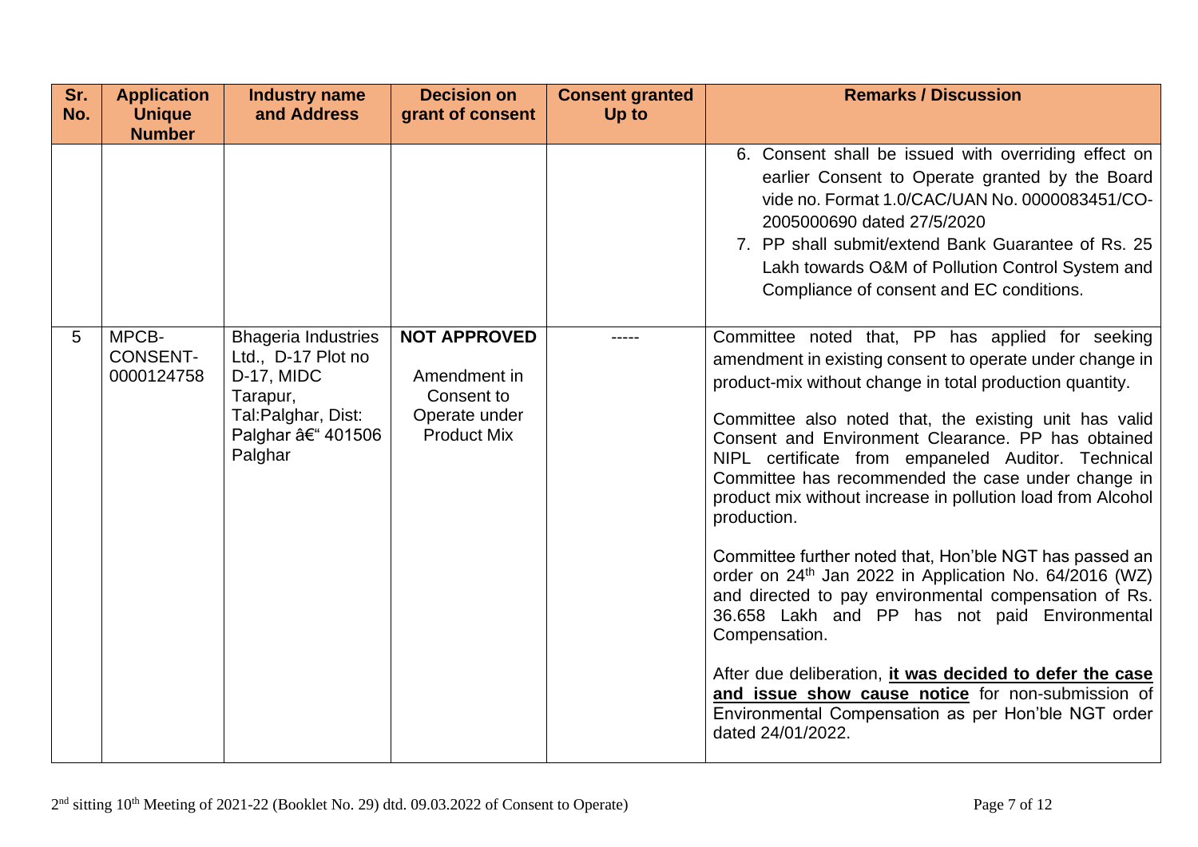| Sr. No. | Application Unique Number | Industry name and Address | Decision on grant of consent | Consent granted Up to | Remarks / Discussion |
|---|---|---|---|---|---|
| | | | | | 6. Consent shall be issued with overriding effect on earlier Consent to Operate granted by the Board vide no. Format 1.0/CAC/UAN No. 0000083451/CO-2005000690 dated 27/5/2020<br>7. PP shall submit/extend Bank Guarantee of Rs. 25 Lakh towards O&M of Pollution Control System and Compliance of consent and EC conditions. |
| 5 | MPCB-CONSENT-0000124758 | Bhageria Industries Ltd., D-17 Plot no D-17, MIDC Tarapur, Tal:Palghar, Dist: Palghar â€“ 401506 Palghar | **NOT APPROVED**<br>Amendment in Consent to Operate under Product Mix | ----- | Committee noted that, PP has applied for seeking amendment in existing consent to operate under change in product-mix without change in total production quantity.<br><br>Committee also noted that, the existing unit has valid Consent and Environment Clearance. PP has obtained NIPL certificate from empaneled Auditor. Technical Committee has recommended the case under change in product mix without increase in pollution load from Alcohol production.<br><br>Committee further noted that, Hon'ble NGT has passed an order on 24th Jan 2022 in Application No. 64/2016 (WZ) and directed to pay environmental compensation of Rs. 36.658 Lakh and PP has not paid Environmental Compensation.<br><br>After due deliberation, **it was decided to defer the case and issue show cause notice** for non-submission of Environmental Compensation as per Hon'ble NGT order dated 24/01/2022. |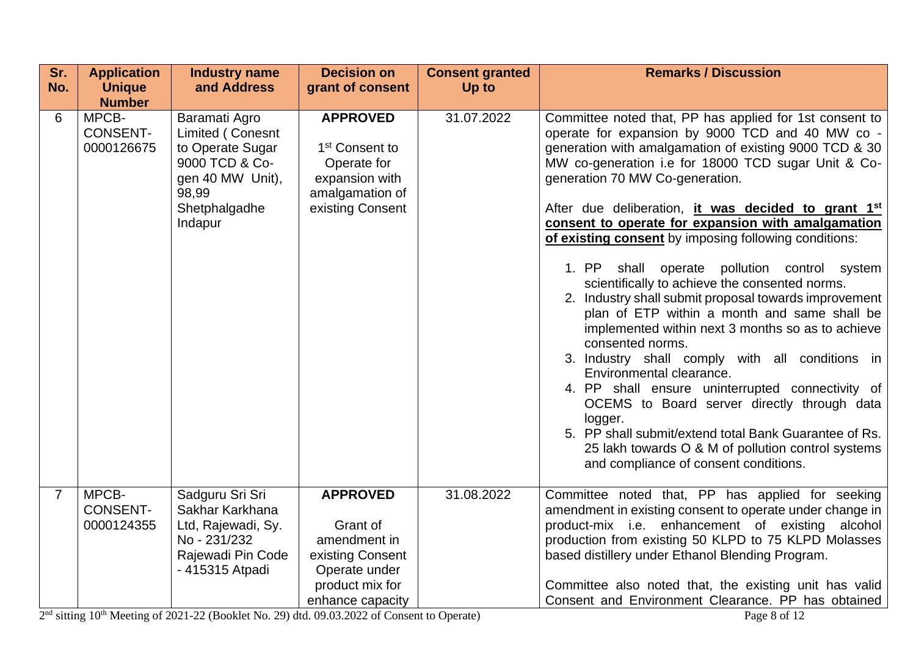| Sr. No. | Application Unique Number | Industry name and Address | Decision on grant of consent | Consent granted Up to | Remarks / Discussion |
|---|---|---|---|---|---|
| 6 | MPCB-CONSENT-0000126675 | Baramati Agro Limited ( Conesnt to Operate Sugar 9000 TCD & Co-gen 40 MW Unit), 98,99 Shetphalgadhe Indapur | **APPROVED** 1st Consent to Operate for expansion with amalgamation of existing Consent | 31.07.2022 | Committee noted that, PP has applied for 1st consent to operate for expansion by 9000 TCD and 40 MW co - generation with amalgamation of existing 9000 TCD & 30 MW co-generation i.e for 18000 TCD sugar Unit & Co-generation 70 MW Co-generation.<br><br>After due deliberation, **it was decided to grant 1st consent to operate for expansion with amalgamation of existing consent** by imposing following conditions:<br><br>1. PP shall operate pollution control system scientifically to achieve the consented norms.<br>2. Industry shall submit proposal towards improvement plan of ETP within a month and same shall be implemented within next 3 months so as to achieve consented norms.<br>3. Industry shall comply with all conditions in Environmental clearance.<br>4. PP shall ensure uninterrupted connectivity of OCEMS to Board server directly through data logger.<br>5. PP shall submit/extend total Bank Guarantee of Rs. 25 lakh towards O & M of pollution control systems and compliance of consent conditions. |
| 7 | MPCB-CONSENT-0000124355 | Sadguru Sri Sri Sakhar Karkhana Ltd, Rajewadi, Sy. No - 231/232 Rajewadi Pin Code - 415315 Atpadi | **APPROVED** Grant of amendment in existing Consent Operate under product mix for enhance capacity | 31.08.2022 | Committee noted that, PP has applied for seeking amendment in existing consent to operate under change in product-mix i.e. enhancement of existing alcohol production from existing 50 KLPD to 75 KLPD Molasses based distillery under Ethanol Blending Program.<br><br>Committee also noted that, the existing unit has valid Consent and Environment Clearance. PP has obtained |

2nd sitting 10th Meeting of 2021-22 (Booklet No. 29) dtd. 09.03.2022 of Consent to Operate)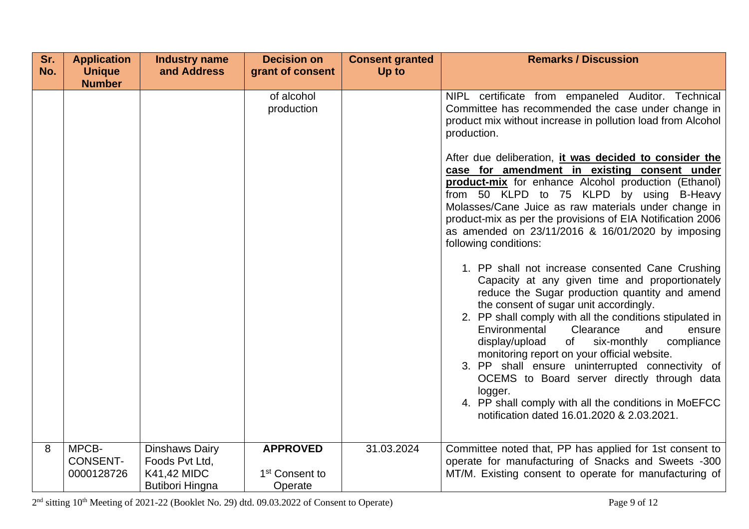| Sr. No. | Application Unique Number | Industry name and Address | Decision on grant of consent | Consent granted Up to | Remarks / Discussion |
|---|---|---|---|---|---|
| | | | of alcohol production | | NIPL certificate from empaneled Auditor. Technical Committee has recommended the case under change in product mix without increase in pollution load from Alcohol production.<br><br>After due deliberation, **it was decided to consider the case for amendment in existing consent under product-mix** for enhance Alcohol production (Ethanol) from 50 KLPD to 75 KLPD by using B-Heavy Molasses/Cane Juice as raw materials under change in product-mix as per the provisions of EIA Notification 2006 as amended on 23/11/2016 & 16/01/2020 by imposing following conditions:<br><br>1. PP shall not increase consented Cane Crushing Capacity at any given time and proportionately reduce the Sugar production quantity and amend the consent of sugar unit accordingly.<br>2. PP shall comply with all the conditions stipulated in Environmental Clearance and ensure display/upload of six-monthly compliance monitoring report on your official website.<br>3. PP shall ensure uninterrupted connectivity of OCEMS to Board server directly through data logger.<br>4. PP shall comply with all the conditions in MoEFCC notification dated 16.01.2020 & 2.03.2021. |
| 8 | MPCB-CONSENT-0000128726 | Dinshaws Dairy Foods Pvt Ltd, K41,42 MIDC Butibori Hingna | **APPROVED**<br><br>1st Consent to Operate | 31.03.2024 | Committee noted that, PP has applied for 1st consent to operate for manufacturing of Snacks and Sweets -300 MT/M. Existing consent to operate for manufacturing of |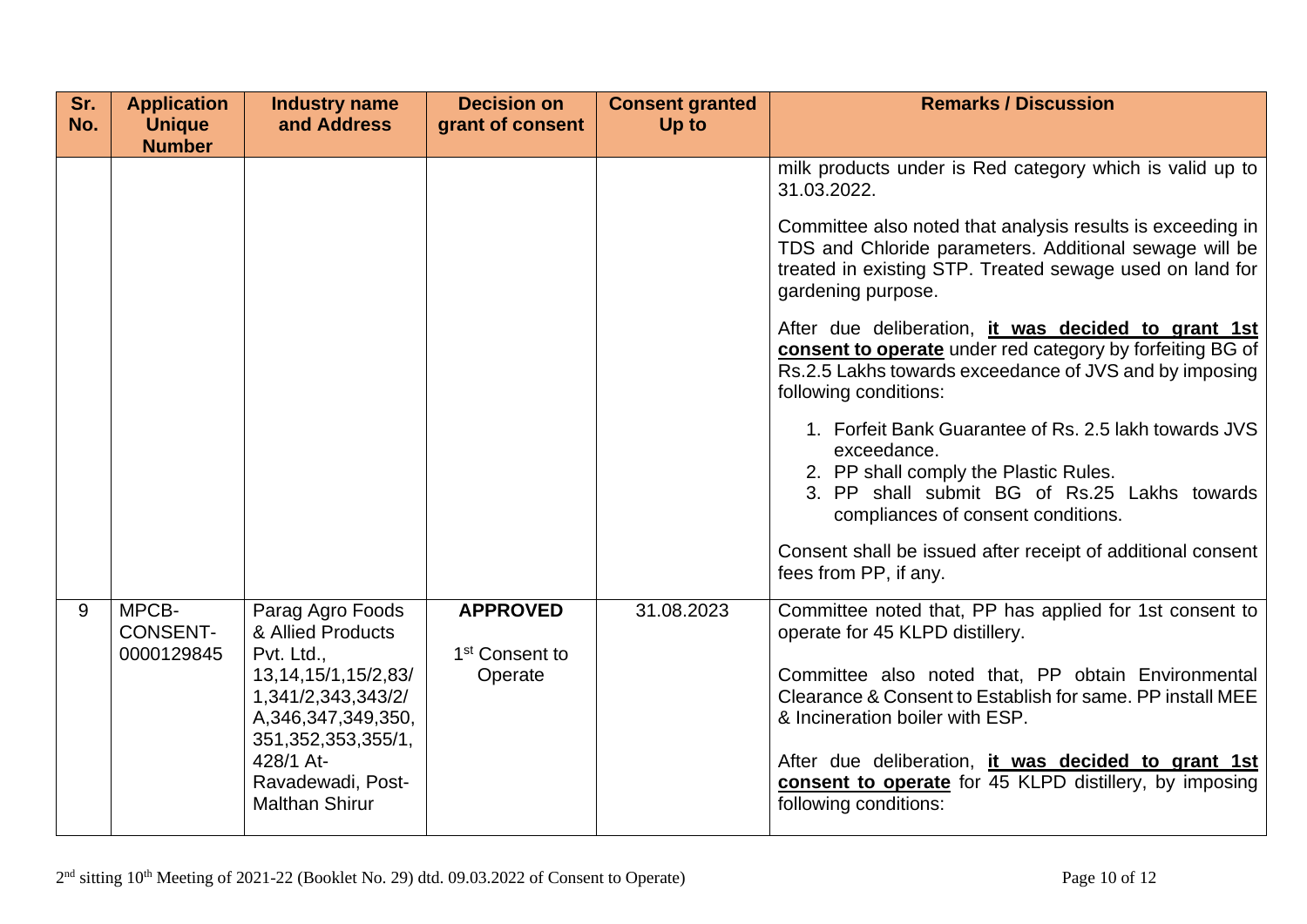| Sr. No. | Application Unique Number | Industry name and Address | Decision on grant of consent | Consent granted Up to | Remarks / Discussion |
|---|---|---|---|---|---|
| | | | | | milk products under is Red category which is valid up to 31.03.2022.<br><br>Committee also noted that analysis results is exceeding in TDS and Chloride parameters. Additional sewage will be treated in existing STP. Treated sewage used on land for gardening purpose.<br><br>After due deliberation, **it was decided to grant 1st consent to operate** under red category by forfeiting BG of Rs.2.5 Lakhs towards exceedance of JVS and by imposing following conditions:<br><br>1. Forfeit Bank Guarantee of Rs. 2.5 lakh towards JVS exceedance.<br>2. PP shall comply the Plastic Rules.<br>3. PP shall submit BG of Rs.25 Lakhs towards compliances of consent conditions.<br><br>Consent shall be issued after receipt of additional consent fees from PP, if any. |
| 9 | MPCB-CONSENT-0000129845 | Parag Agro Foods & Allied Products Pvt. Ltd., 13,14,15/1,15/2,83/1,341/2,343,343/2/A,346,347,349,350,351,352,353,355/1,428/1 At-Ravadewadi, Post-Malthan Shirur | **APPROVED**<br><br>1st Consent to Operate | 31.08.2023 | Committee noted that, PP has applied for 1st consent to operate for 45 KLPD distillery.<br><br>Committee also noted that, PP obtain Environmental Clearance & Consent to Establish for same. PP install MEE & Incineration boiler with ESP.<br><br>After due deliberation, **it was decided to grant 1st consent to operate** for 45 KLPD distillery, by imposing following conditions: |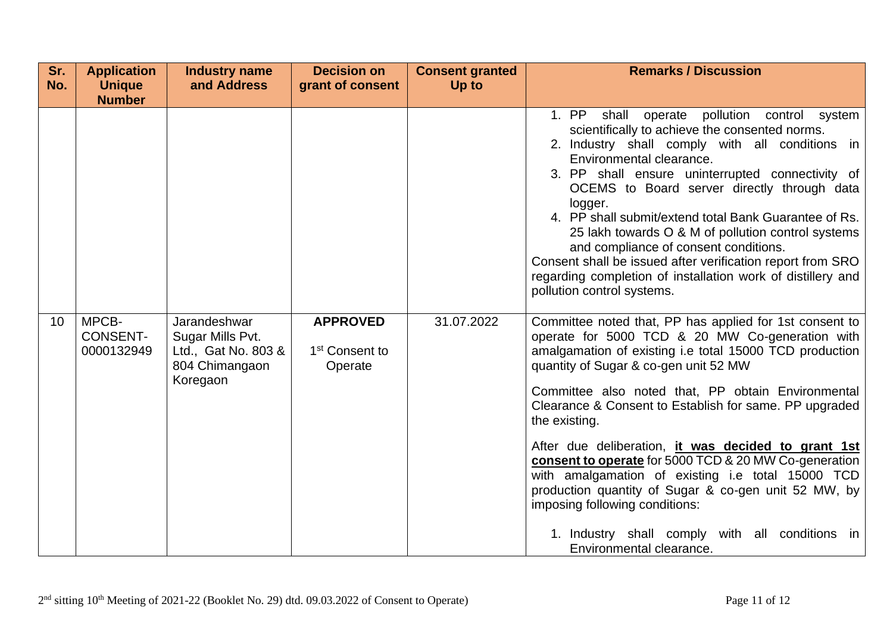| Sr. No. | Application Unique Number | Industry name and Address | Decision on grant of consent | Consent granted Up to | Remarks / Discussion |
|---|---|---|---|---|---|
| | | | | | 1. PP shall operate pollution control system scientifically to achieve the consented norms.<br>2. Industry shall comply with all conditions in Environmental clearance.<br>3. PP shall ensure uninterrupted connectivity of OCEMS to Board server directly through data logger.<br>4. PP shall submit/extend total Bank Guarantee of Rs. 25 lakh towards O & M of pollution control systems and compliance of consent conditions.<br>Consent shall be issued after verification report from SRO regarding completion of installation work of distillery and pollution control systems. |
| 10 | MPCB-CONSENT-0000132949 | Jarandeshwar Sugar Mills Pvt. Ltd., Gat No. 803 & 804 Chimangaon Koregaon | **APPROVED**<br>1st Consent to Operate | 31.07.2022 | Committee noted that, PP has applied for 1st consent to operate for 5000 TCD & 20 MW Co-generation with amalgamation of existing i.e total 15000 TCD production quantity of Sugar & co-gen unit 52 MW<br><br>Committee also noted that, PP obtain Environmental Clearance & Consent to Establish for same. PP upgraded the existing.<br><br>After due deliberation, **it was decided to grant 1st consent to operate** for 5000 TCD & 20 MW Co-generation with amalgamation of existing i.e total 15000 TCD production quantity of Sugar & co-gen unit 52 MW, by imposing following conditions:<br><br>1. Industry shall comply with all conditions in Environmental clearance. |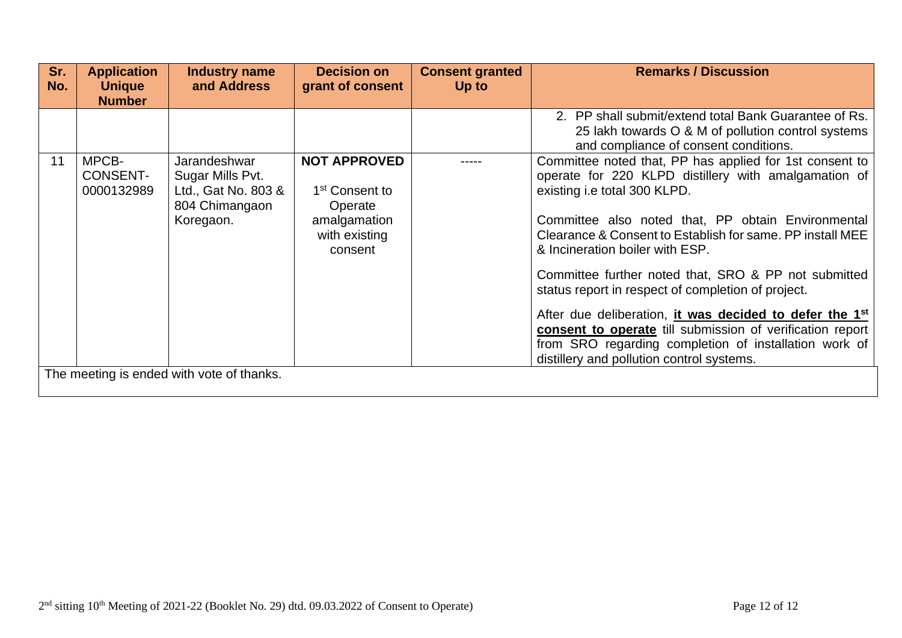| Sr. No. | Application Unique Number | Industry name and Address | Decision on grant of consent | Consent granted Up to | Remarks / Discussion |
|---|---|---|---|---|---|
| | | | | | 2. PP shall submit/extend total Bank Guarantee of Rs. 25 lakh towards O & M of pollution control systems and compliance of consent conditions. |
| 11 | MPCB-CONSENT-0000132989 | Jarandeshwar Sugar Mills Pvt. Ltd., Gat No. 803 & 804 Chimangaon Koregaon. | **NOT APPROVED** 1st Consent to Operate amalgamation with existing consent | ----- | Committee noted that, PP has applied for 1st consent to operate for 220 KLPD distillery with amalgamation of existing i.e total 300 KLPD.<br><br>Committee also noted that, PP obtain Environmental Clearance & Consent to Establish for same. PP install MEE & Incineration boiler with ESP.<br><br>Committee further noted that, SRO & PP not submitted status report in respect of completion of project.<br><br>After due deliberation, **it was decided to defer the 1st consent to operate** till submission of verification report from SRO regarding completion of installation work of distillery and pollution control systems. |

The meeting is ended with vote of thanks.

2nd sitting 10th Meeting of 2021-22 (Booklet No. 29) dtd. 09.03.2022 of Consent to Operate)